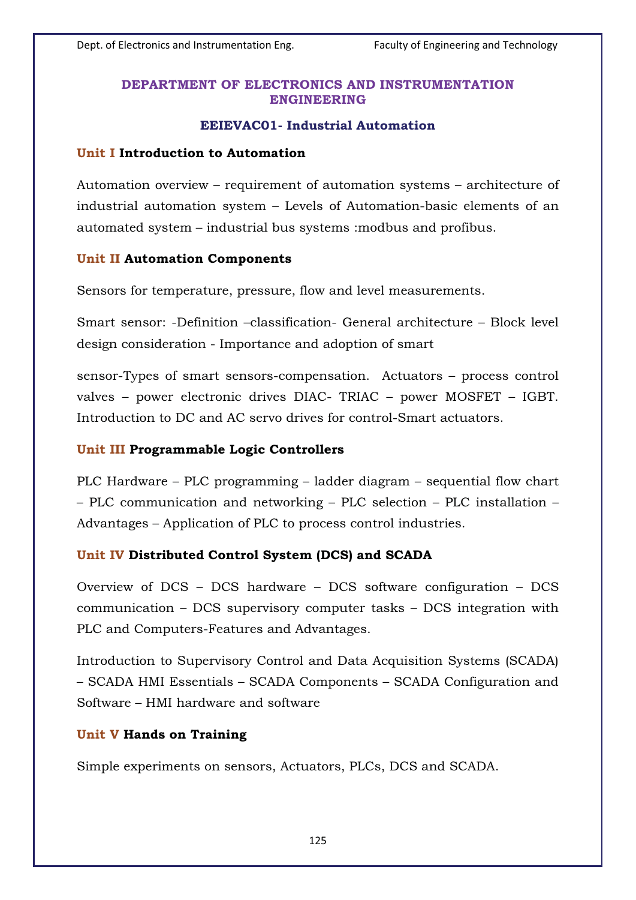## DEPARTMENT OF ELECTRONICS AND INSTRUMENTATION ENGINEERING

### EEIEVAC01- Industrial Automation

**Unit I Introduction to Automation**

Automation overview – requirement of automation systems – architecture of industrial automation system – Levels of Automation-basic elements of an automated system – industrial bus systems :modbus and profibus.

**Unit II Automation Components**

Sensors for temperature, pressure, flow and level measurements.

Smart sensor: -Definition –classification- General architecture – Block level design consideration - Importance and adoption of smart

sensor-Types of smart sensors-compensation. Actuators – process control valves – power electronic drives DIAC- TRIAC – power MOSFET – IGBT. Introduction to DC and AC servo drives for control-Smart actuators.

**Unit III Programmable Logic Controllers**

PLC Hardware – PLC programming – ladder diagram – sequential flow chart – PLC communication and networking – PLC selection – PLC installation – Advantages – Application of PLC to process control industries.

**Unit IV Distributed Control System (DCS) and SCADA**

Overview of DCS – DCS hardware – DCS software configuration – DCS communication – DCS supervisory computer tasks – DCS integration with PLC and Computers-Features and Advantages.

Introduction to Supervisory Control and Data Acquisition Systems (SCADA) – SCADA HMI Essentials – SCADA Components – SCADA Configuration and Software – HMI hardware and software

**Unit V Hands on Training**

Simple experiments on sensors, Actuators, PLCs, DCS and SCADA.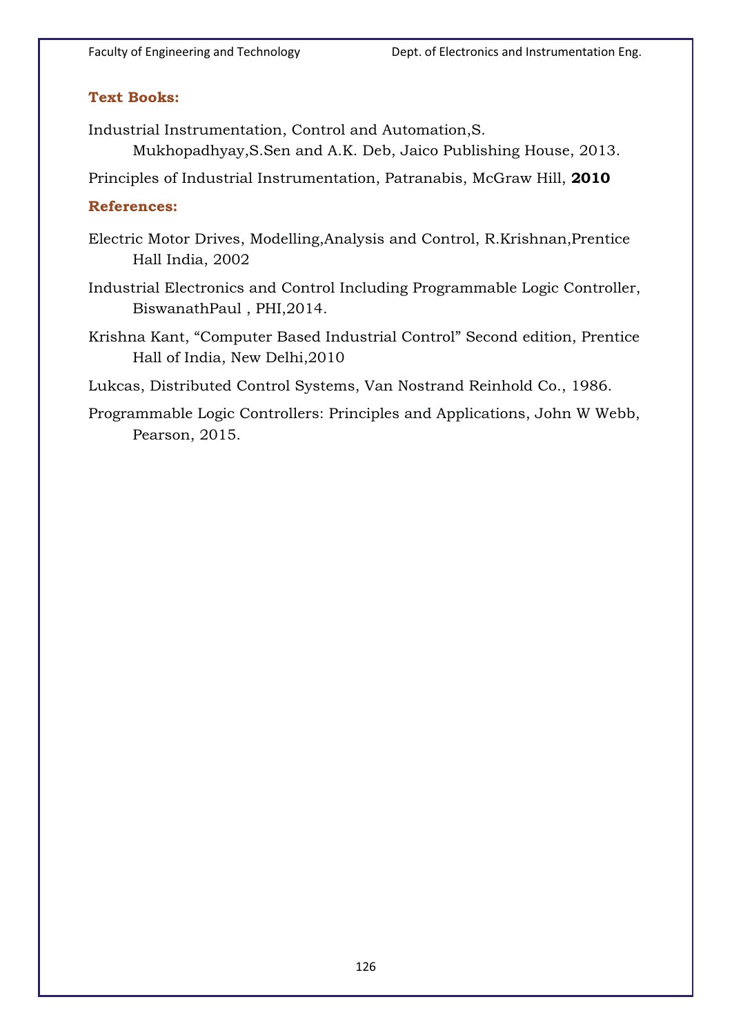**Text Books:**

Industrial Instrumentation, Control and Automation,S. Mukhopadhyay,S.Sen and A.K. Deb, Jaico Publishing House, 2013.

Principles of Industrial Instrumentation, Patranabis, McGraw Hill, **2010**

**References:**

Electric Motor Drives, Modelling,Analysis and Control, R.Krishnan,Prentice Hall India, 2002

Industrial Electronics and Control Including Programmable Logic Controller, BiswanathPaul , PHI,2014.

Krishna Kant, "Computer Based Industrial Control" Second edition, Prentice Hall of India, New Delhi,2010

Lukcas, Distributed Control Systems, Van Nostrand Reinhold Co., 1986.

Programmable Logic Controllers: Principles and Applications, John W Webb, Pearson, 2015.